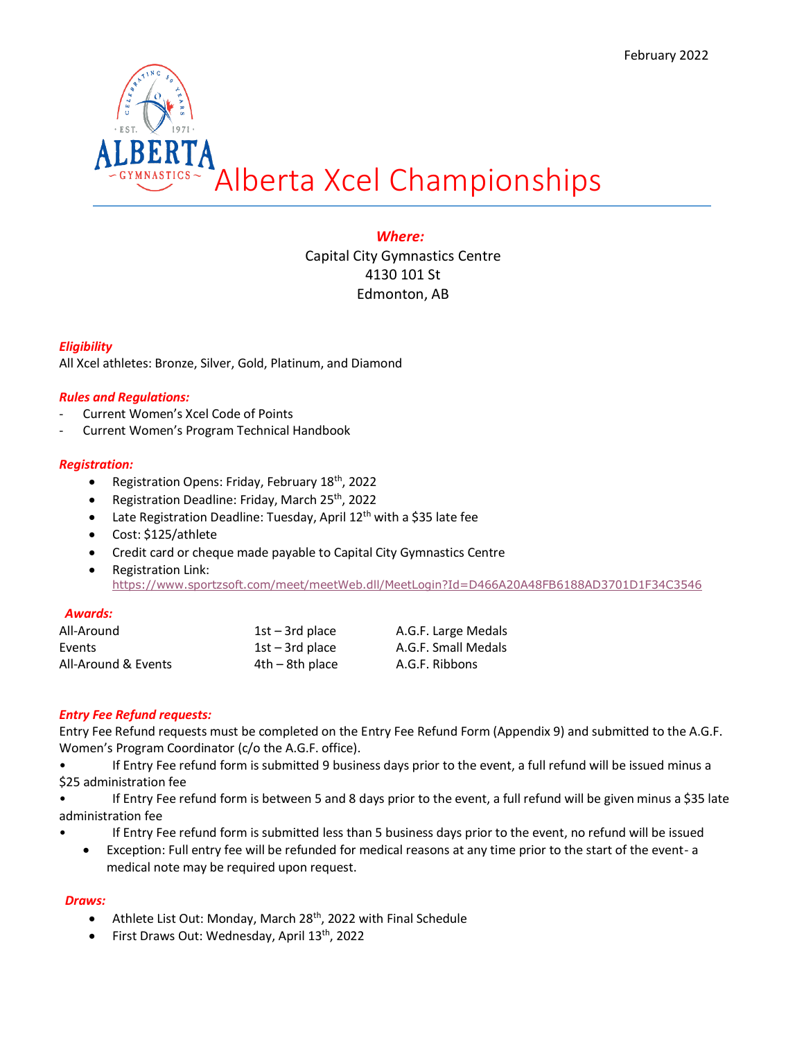February 2022

# Alberta Xcel Championships

***Where:***

Capital City Gymnastics Centre
4130 101 St
Edmonton, AB

***Eligibility***

All Xcel athletes: Bronze, Silver, Gold, Platinum, and Diamond

***Rules and Regulations:***

- Current Women's Xcel Code of Points
- Current Women's Program Technical Handbook

***Registration:***

- Registration Opens: Friday, February 18th, 2022
- Registration Deadline: Friday, March 25th, 2022
- Late Registration Deadline: Tuesday, April 12th with a $35 late fee
- Cost: $125/athlete
- Credit card or cheque made payable to Capital City Gymnastics Centre
- Registration Link: https://www.sportzsoft.com/meet/meetWeb.dll/MeetLogin?Id=D466A20A48FB6188AD3701D1F34C3546

***Awards:***

| | | |
|---|---|---|
| All-Around | 1st – 3rd place | A.G.F. Large Medals |
| Events | 1st – 3rd place | A.G.F. Small Medals |
| All-Around & Events | 4th – 8th place | A.G.F. Ribbons |

***Entry Fee Refund requests:***

Entry Fee Refund requests must be completed on the Entry Fee Refund Form (Appendix 9) and submitted to the A.G.F. Women's Program Coordinator (c/o the A.G.F. office).

- If Entry Fee refund form is submitted 9 business days prior to the event, a full refund will be issued minus a $25 administration fee
- If Entry Fee refund form is between 5 and 8 days prior to the event, a full refund will be given minus a $35 late administration fee
- If Entry Fee refund form is submitted less than 5 business days prior to the event, no refund will be issued
  - Exception: Full entry fee will be refunded for medical reasons at any time prior to the start of the event- a medical note may be required upon request.

***Draws:***

- Athlete List Out: Monday, March 28th, 2022 with Final Schedule
- First Draws Out: Wednesday, April 13th, 2022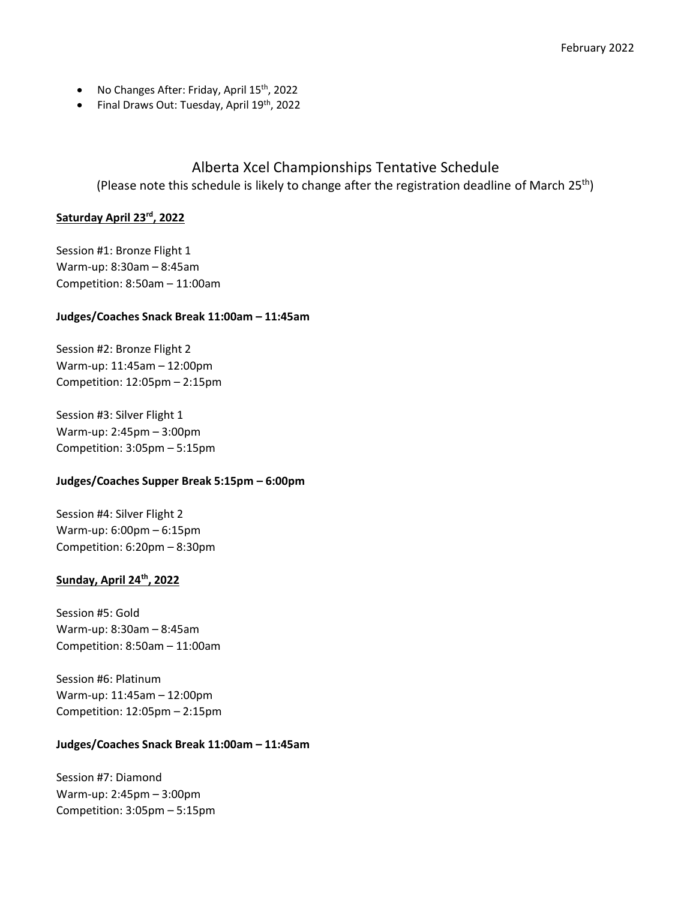February 2022

- No Changes After: Friday, April 15th, 2022
- Final Draws Out: Tuesday, April 19th, 2022

## Alberta Xcel Championships Tentative Schedule

(Please note this schedule is likely to change after the registration deadline of March 25th)

**Saturday April 23rd, 2022**

Session #1: Bronze Flight 1
Warm-up: 8:30am – 8:45am
Competition: 8:50am – 11:00am

**Judges/Coaches Snack Break 11:00am – 11:45am**

Session #2: Bronze Flight 2
Warm-up: 11:45am – 12:00pm
Competition: 12:05pm – 2:15pm

Session #3: Silver Flight 1
Warm-up: 2:45pm – 3:00pm
Competition: 3:05pm – 5:15pm

**Judges/Coaches Supper Break 5:15pm – 6:00pm**

Session #4: Silver Flight 2
Warm-up: 6:00pm – 6:15pm
Competition: 6:20pm – 8:30pm

**Sunday, April 24th, 2022**

Session #5: Gold
Warm-up: 8:30am – 8:45am
Competition: 8:50am – 11:00am

Session #6: Platinum
Warm-up: 11:45am – 12:00pm
Competition: 12:05pm – 2:15pm

**Judges/Coaches Snack Break 11:00am – 11:45am**

Session #7: Diamond
Warm-up: 2:45pm – 3:00pm
Competition: 3:05pm – 5:15pm